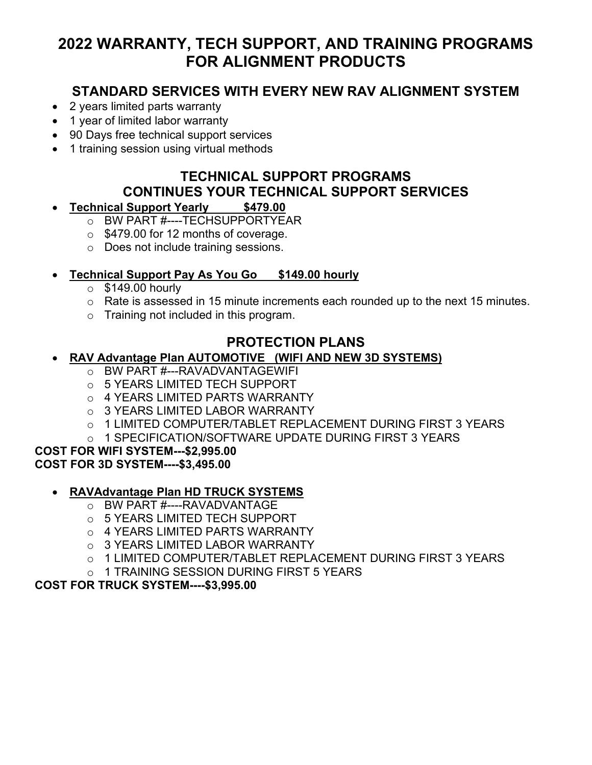# 2022 WARRANTY, TECH SUPPORT, AND TRAINING PROGRAMS FOR ALIGNMENT PRODUCTS

## STANDARD SERVICES WITH EVERY NEW RAV ALIGNMENT SYSTEM

- 2 years limited parts warranty
- 1 year of limited labor warranty
- 90 Days free technical support services
- 1 training session using virtual methods

## TECHNICAL SUPPORT PROGRAMS CONTINUES YOUR TECHNICAL SUPPORT SERVICES

- **Technical Support Yearly $479.00**
  - BW PART #----TECHSUPPORTYEAR
  - $479.00 for 12 months of coverage.
  - Does not include training sessions.

- **Technical Support Pay As You Go $149.00 hourly**
  - $149.00 hourly
  - Rate is assessed in 15 minute increments each rounded up to the next 15 minutes.
  - Training not included in this program.

## PROTECTION PLANS

- **RAV Advantage Plan AUTOMOTIVE (WIFI AND NEW 3D SYSTEMS)**
  - BW PART #---RAVADVANTAGEWIFI
  - 5 YEARS LIMITED TECH SUPPORT
  - 4 YEARS LIMITED PARTS WARRANTY
  - 3 YEARS LIMITED LABOR WARRANTY
  - 1 LIMITED COMPUTER/TABLET REPLACEMENT DURING FIRST 3 YEARS
  - 1 SPECIFICATION/SOFTWARE UPDATE DURING FIRST 3 YEARS

**COST FOR WIFI SYSTEM---$2,995.00**
**COST FOR 3D SYSTEM----$3,495.00**

- **RAVAdvantage Plan HD TRUCK SYSTEMS**
  - BW PART #----RAVADVANTAGE
  - 5 YEARS LIMITED TECH SUPPORT
  - 4 YEARS LIMITED PARTS WARRANTY
  - 3 YEARS LIMITED LABOR WARRANTY
  - 1 LIMITED COMPUTER/TABLET REPLACEMENT DURING FIRST 3 YEARS
  - 1 TRAINING SESSION DURING FIRST 5 YEARS

**COST FOR TRUCK SYSTEM----$3,995.00**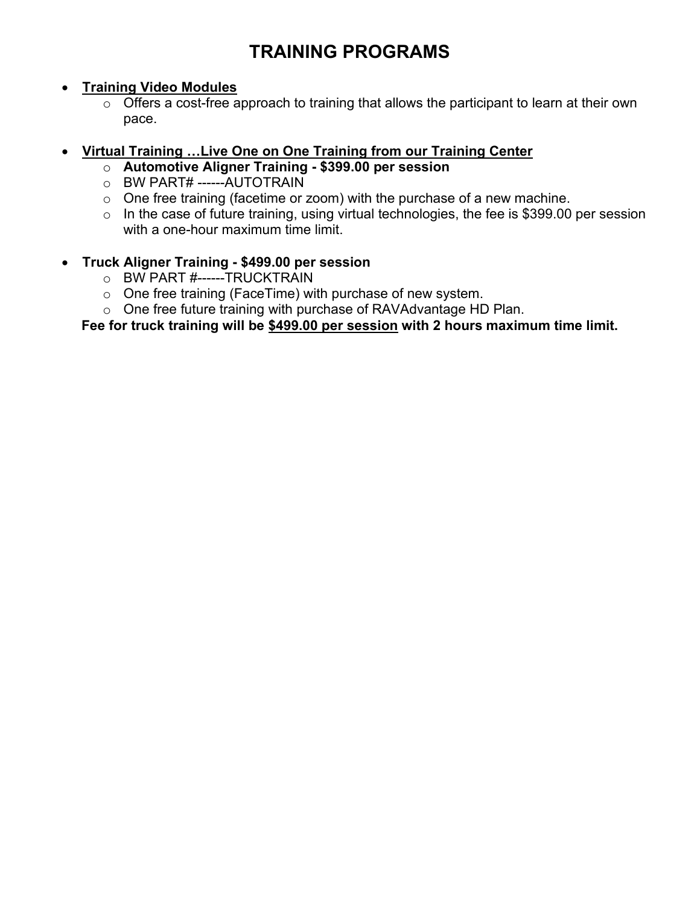# TRAINING PROGRAMS

- **Training Video Modules**
  - Offers a cost-free approach to training that allows the participant to learn at their own pace.

- **Virtual Training …Live One on One Training from our Training Center**
  - **Automotive Aligner Training - $399.00 per session**
  - BW PART# ------AUTOTRAIN
  - One free training (facetime or zoom) with the purchase of a new machine.
  - In the case of future training, using virtual technologies, the fee is $399.00 per session with a one-hour maximum time limit.

- **Truck Aligner Training - $499.00 per session**
  - BW PART #------TRUCKTRAIN
  - One free training (FaceTime) with purchase of new system.
  - One free future training with purchase of RAVAdvantage HD Plan.

**Fee for truck training will be $499.00 per session with 2 hours maximum time limit.**